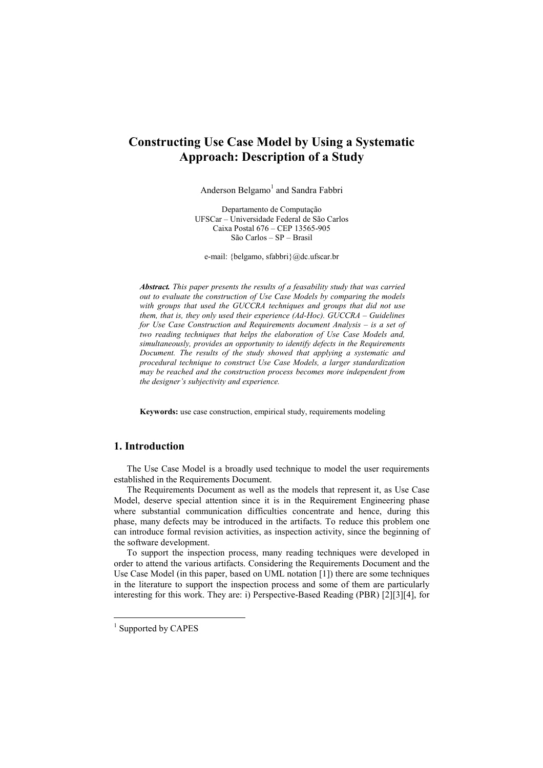# Constructing Use Case Model by Using a Systematic Approach: Description of a Study

Anderson Belgamo[1] and Sandra Fabbri

Departamento de Computação
UFSCar – Universidade Federal de São Carlos
Caixa Postal 676 – CEP 13565-905
São Carlos – SP – Brasil

e-mail: {belgamo, sfabbri}@dc.ufscar.br

***Abstract.*** *This paper presents the results of a feasability study that was carried out to evaluate the construction of Use Case Models by comparing the models with groups that used the GUCCRA techniques and groups that did not use them, that is, they only used their experience (Ad-Hoc). GUCCRA – Guidelines for Use Case Construction and Requirements document Analysis – is a set of two reading techniques that helps the elaboration of Use Case Models and, simultaneously, provides an opportunity to identify defects in the Requirements Document. The results of the study showed that applying a systematic and procedural technique to construct Use Case Models, a larger standardization may be reached and the construction process becomes more independent from the designer's subjectivity and experience.*

**Keywords:** use case construction, empirical study, requirements modeling

## 1. Introduction

The Use Case Model is a broadly used technique to model the user requirements established in the Requirements Document.

The Requirements Document as well as the models that represent it, as Use Case Model, deserve special attention since it is in the Requirement Engineering phase where substantial communication difficulties concentrate and hence, during this phase, many defects may be introduced in the artifacts. To reduce this problem one can introduce formal revision activities, as inspection activity, since the beginning of the software development.

To support the inspection process, many reading techniques were developed in order to attend the various artifacts. Considering the Requirements Document and the Use Case Model (in this paper, based on UML notation [1]) there are some techniques in the literature to support the inspection process and some of them are particularly interesting for this work. They are: i) Perspective-Based Reading (PBR) [2][3][4], for

[1] Supported by CAPES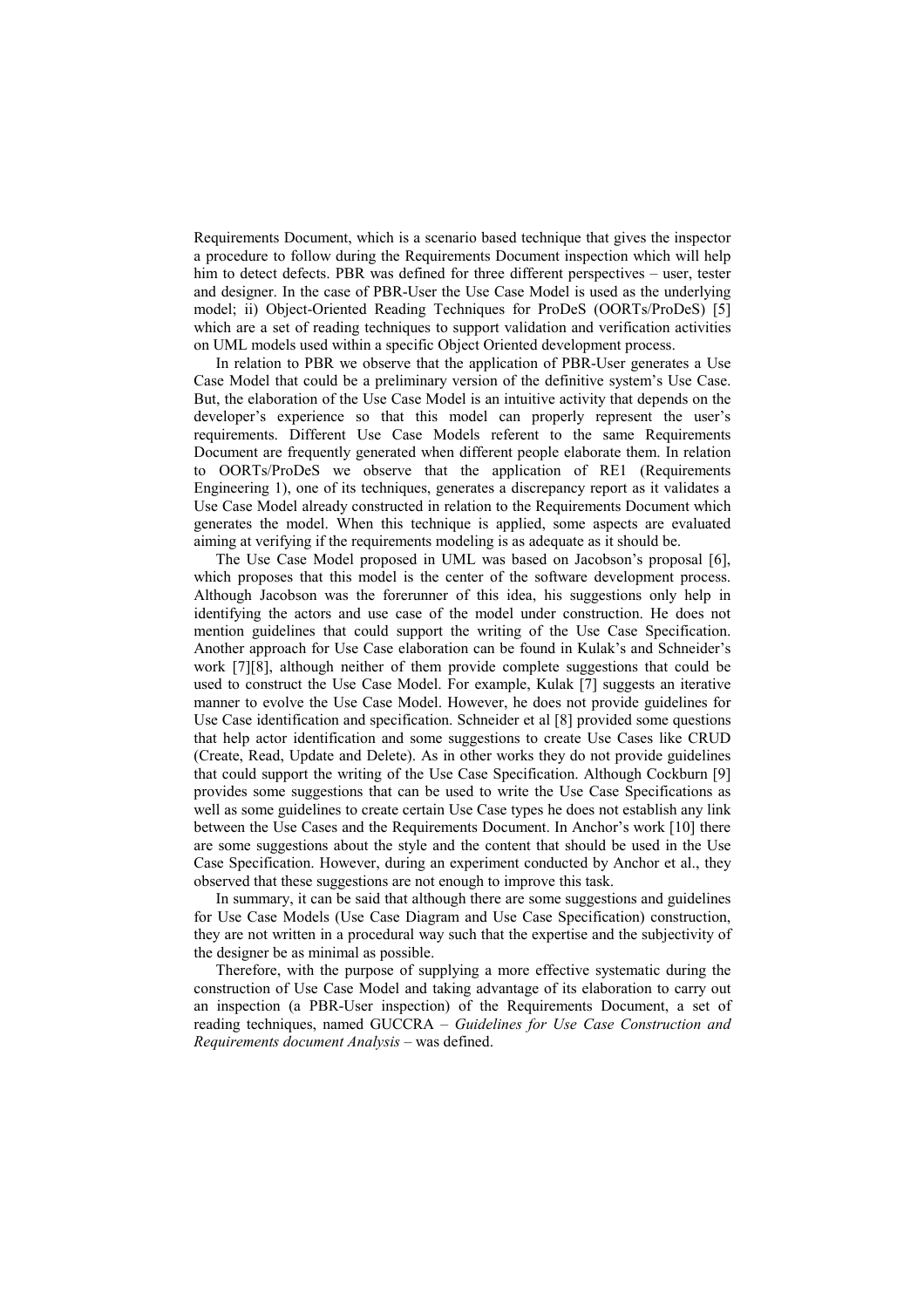Requirements Document, which is a scenario based technique that gives the inspector a procedure to follow during the Requirements Document inspection which will help him to detect defects. PBR was defined for three different perspectives – user, tester and designer. In the case of PBR-User the Use Case Model is used as the underlying model; ii) Object-Oriented Reading Techniques for ProDeS (OORTs/ProDeS) [5] which are a set of reading techniques to support validation and verification activities on UML models used within a specific Object Oriented development process.

In relation to PBR we observe that the application of PBR-User generates a Use Case Model that could be a preliminary version of the definitive system's Use Case. But, the elaboration of the Use Case Model is an intuitive activity that depends on the developer's experience so that this model can properly represent the user's requirements. Different Use Case Models referent to the same Requirements Document are frequently generated when different people elaborate them. In relation to OORTs/ProDeS we observe that the application of RE1 (Requirements Engineering 1), one of its techniques, generates a discrepancy report as it validates a Use Case Model already constructed in relation to the Requirements Document which generates the model. When this technique is applied, some aspects are evaluated aiming at verifying if the requirements modeling is as adequate as it should be.

The Use Case Model proposed in UML was based on Jacobson's proposal [6], which proposes that this model is the center of the software development process. Although Jacobson was the forerunner of this idea, his suggestions only help in identifying the actors and use case of the model under construction. He does not mention guidelines that could support the writing of the Use Case Specification. Another approach for Use Case elaboration can be found in Kulak's and Schneider's work [7][8], although neither of them provide complete suggestions that could be used to construct the Use Case Model. For example, Kulak [7] suggests an iterative manner to evolve the Use Case Model. However, he does not provide guidelines for Use Case identification and specification. Schneider et al [8] provided some questions that help actor identification and some suggestions to create Use Cases like CRUD (Create, Read, Update and Delete). As in other works they do not provide guidelines that could support the writing of the Use Case Specification. Although Cockburn [9] provides some suggestions that can be used to write the Use Case Specifications as well as some guidelines to create certain Use Case types he does not establish any link between the Use Cases and the Requirements Document. In Anchor's work [10] there are some suggestions about the style and the content that should be used in the Use Case Specification. However, during an experiment conducted by Anchor et al., they observed that these suggestions are not enough to improve this task.

In summary, it can be said that although there are some suggestions and guidelines for Use Case Models (Use Case Diagram and Use Case Specification) construction, they are not written in a procedural way such that the expertise and the subjectivity of the designer be as minimal as possible.

Therefore, with the purpose of supplying a more effective systematic during the construction of Use Case Model and taking advantage of its elaboration to carry out an inspection (a PBR-User inspection) of the Requirements Document, a set of reading techniques, named GUCCRA – *Guidelines for Use Case Construction and Requirements document Analysis* – was defined.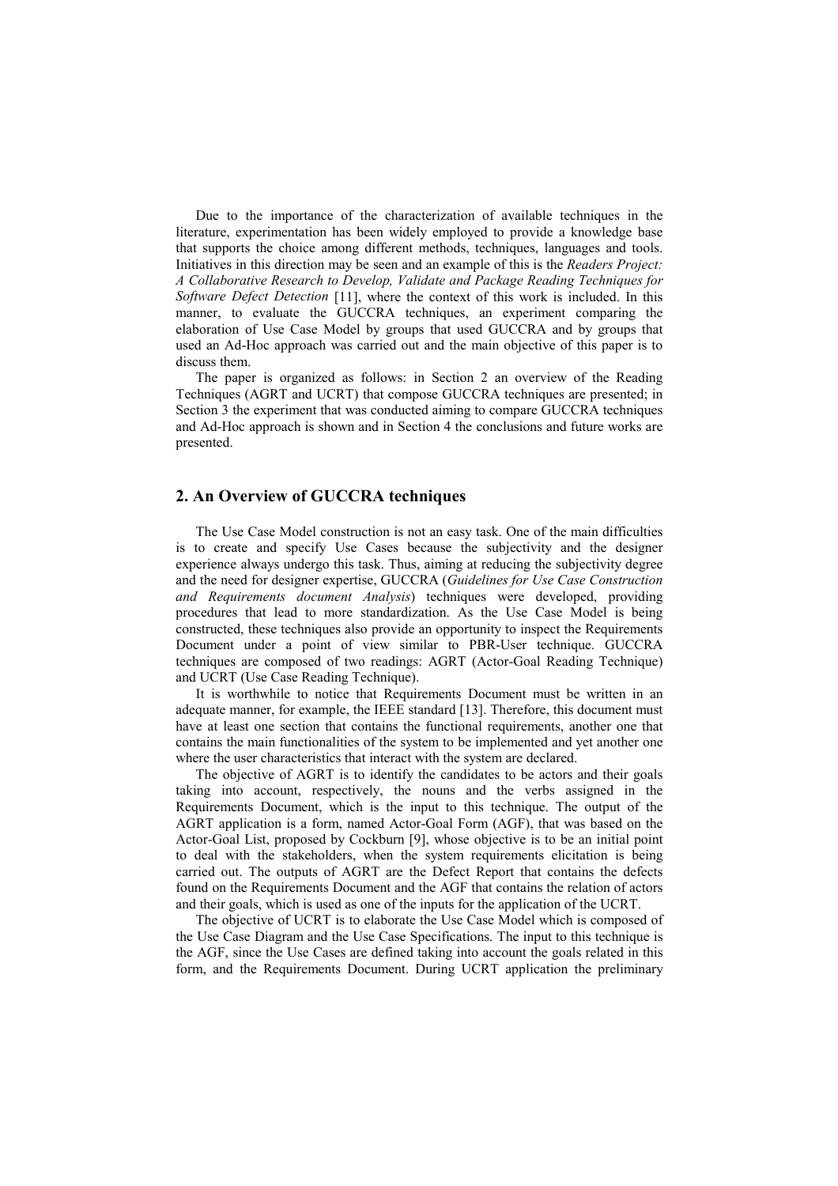Due to the importance of the characterization of available techniques in the literature, experimentation has been widely employed to provide a knowledge base that supports the choice among different methods, techniques, languages and tools. Initiatives in this direction may be seen and an example of this is the *Readers Project: A Collaborative Research to Develop, Validate and Package Reading Techniques for Software Defect Detection* [11], where the context of this work is included. In this manner, to evaluate the GUCCRA techniques, an experiment comparing the elaboration of Use Case Model by groups that used GUCCRA and by groups that used an Ad-Hoc approach was carried out and the main objective of this paper is to discuss them.

The paper is organized as follows: in Section 2 an overview of the Reading Techniques (AGRT and UCRT) that compose GUCCRA techniques are presented; in Section 3 the experiment that was conducted aiming to compare GUCCRA techniques and Ad-Hoc approach is shown and in Section 4 the conclusions and future works are presented.

## 2. An Overview of GUCCRA techniques

The Use Case Model construction is not an easy task. One of the main difficulties is to create and specify Use Cases because the subjectivity and the designer experience always undergo this task. Thus, aiming at reducing the subjectivity degree and the need for designer expertise, GUCCRA (*Guidelines for Use Case Construction and Requirements document Analysis*) techniques were developed, providing procedures that lead to more standardization. As the Use Case Model is being constructed, these techniques also provide an opportunity to inspect the Requirements Document under a point of view similar to PBR-User technique. GUCCRA techniques are composed of two readings: AGRT (Actor-Goal Reading Technique) and UCRT (Use Case Reading Technique).

It is worthwhile to notice that Requirements Document must be written in an adequate manner, for example, the IEEE standard [13]. Therefore, this document must have at least one section that contains the functional requirements, another one that contains the main functionalities of the system to be implemented and yet another one where the user characteristics that interact with the system are declared.

The objective of AGRT is to identify the candidates to be actors and their goals taking into account, respectively, the nouns and the verbs assigned in the Requirements Document, which is the input to this technique. The output of the AGRT application is a form, named Actor-Goal Form (AGF), that was based on the Actor-Goal List, proposed by Cockburn [9], whose objective is to be an initial point to deal with the stakeholders, when the system requirements elicitation is being carried out. The outputs of AGRT are the Defect Report that contains the defects found on the Requirements Document and the AGF that contains the relation of actors and their goals, which is used as one of the inputs for the application of the UCRT.

The objective of UCRT is to elaborate the Use Case Model which is composed of the Use Case Diagram and the Use Case Specifications. The input to this technique is the AGF, since the Use Cases are defined taking into account the goals related in this form, and the Requirements Document. During UCRT application the preliminary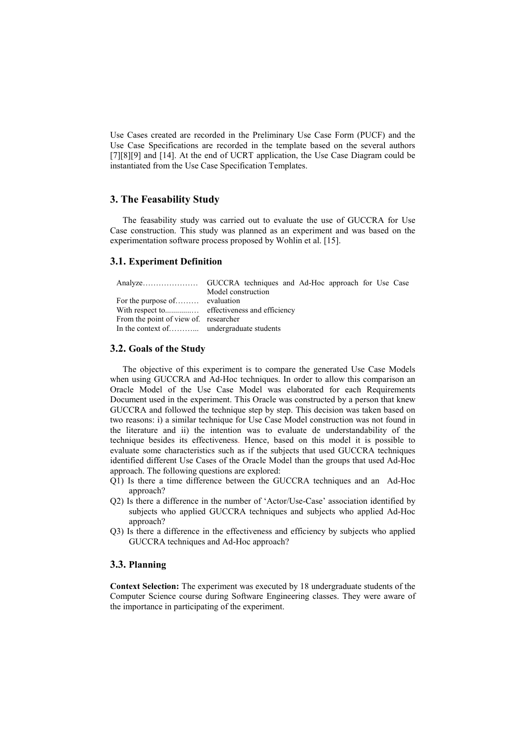Use Cases created are recorded in the Preliminary Use Case Form (PUCF) and the Use Case Specifications are recorded in the template based on the several authors [7][8][9] and [14]. At the end of UCRT application, the Use Case Diagram could be instantiated from the Use Case Specification Templates.

## 3. The Feasability Study

The feasability study was carried out to evaluate the use of GUCCRA for Use Case construction. This study was planned as an experiment and was based on the experimentation software process proposed by Wohlin et al. [15].

### 3.1. Experiment Definition

| | |
|---|---|
| Analyze………………… | GUCCRA techniques and Ad-Hoc approach for Use Case Model construction |
| For the purpose of……… | evaluation |
| With respect to..............… | effectiveness and efficiency |
| From the point of view of. | researcher |
| In the context of………... | undergraduate students |

### 3.2. Goals of the Study

The objective of this experiment is to compare the generated Use Case Models when using GUCCRA and Ad-Hoc techniques. In order to allow this comparison an Oracle Model of the Use Case Model was elaborated for each Requirements Document used in the experiment. This Oracle was constructed by a person that knew GUCCRA and followed the technique step by step. This decision was taken based on two reasons: i) a similar technique for Use Case Model construction was not found in the literature and ii) the intention was to evaluate de understandability of the technique besides its effectiveness. Hence, based on this model it is possible to evaluate some characteristics such as if the subjects that used GUCCRA techniques identified different Use Cases of the Oracle Model than the groups that used Ad-Hoc approach. The following questions are explored:

Q1) Is there a time difference between the GUCCRA techniques and an Ad-Hoc approach?

Q2) Is there a difference in the number of 'Actor/Use-Case' association identified by subjects who applied GUCCRA techniques and subjects who applied Ad-Hoc approach?

Q3) Is there a difference in the effectiveness and efficiency by subjects who applied GUCCRA techniques and Ad-Hoc approach?

### 3.3. Planning

**Context Selection:** The experiment was executed by 18 undergraduate students of the Computer Science course during Software Engineering classes. They were aware of the importance in participating of the experiment.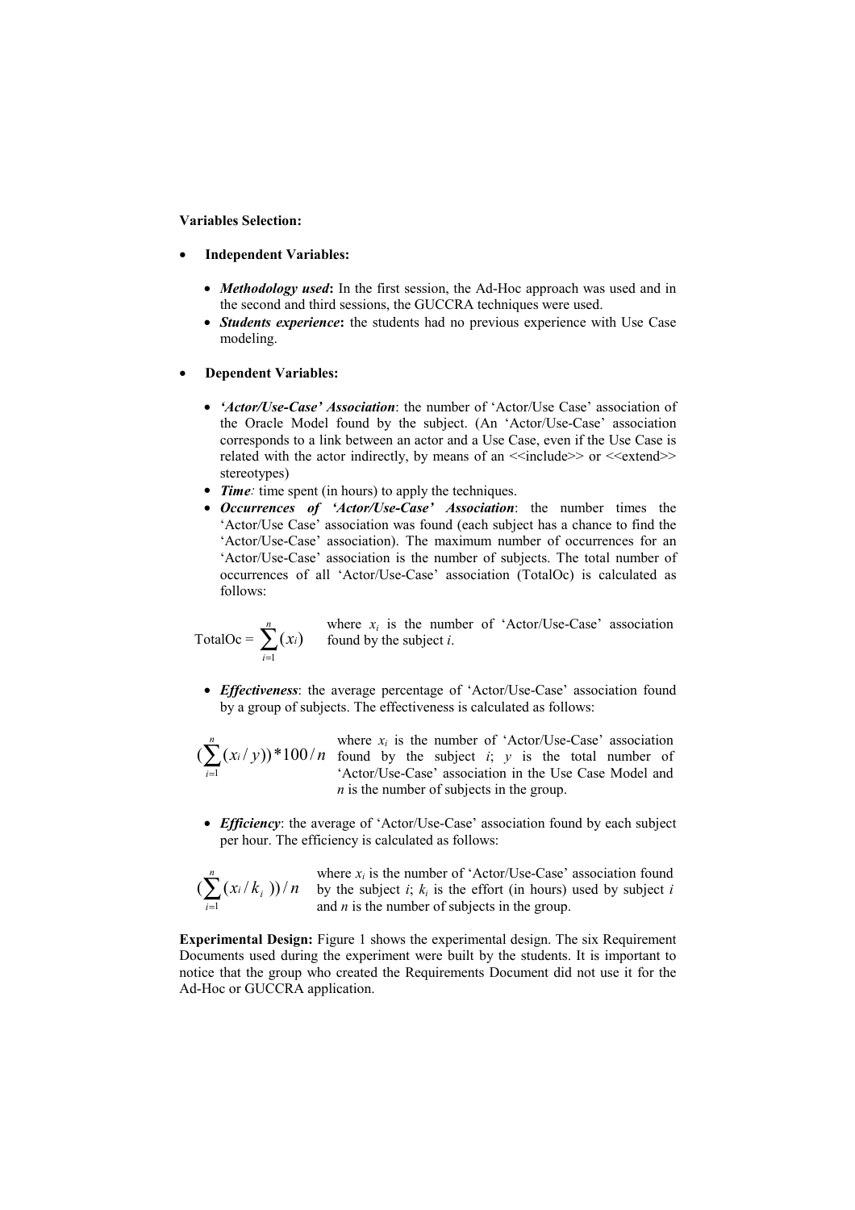**Variables Selection:**

- **Independent Variables:**
  - ***Methodology used*:** In the first session, the Ad-Hoc approach was used and in the second and third sessions, the GUCCRA techniques were used.
  - ***Students experience*:** the students had no previous experience with Use Case modeling.

- **Dependent Variables:**
  - ***'Actor/Use-Case' Association***: the number of 'Actor/Use Case' association of the Oracle Model found by the subject. (An 'Actor/Use-Case' association corresponds to a link between an actor and a Use Case, even if the Use Case is related with the actor indirectly, by means of an <<include>> or <<extend>> stereotypes)
  - ***Time**:* time spent (in hours) to apply the techniques.
  - ***Occurrences of 'Actor/Use-Case' Association***: the number times the 'Actor/Use Case' association was found (each subject has a chance to find the 'Actor/Use-Case' association). The maximum number of occurrences for an 'Actor/Use-Case' association is the number of subjects. The total number of occurrences of all 'Actor/Use-Case' association (TotalOc) is calculated as follows:

$$\text{TotalOc} = \sum_{i=1}^{n} (x_i)$$

where $x_i$ is the number of 'Actor/Use-Case' association found by the subject $i$.

  - ***Effectiveness***: the average percentage of 'Actor/Use-Case' association found by a group of subjects. The effectiveness is calculated as follows:

$$\left(\sum_{i=1}^{n} (x_i / y)\right) * 100 / n$$

where $x_i$ is the number of 'Actor/Use-Case' association found by the subject $i$; $y$ is the total number of 'Actor/Use-Case' association in the Use Case Model and $n$ is the number of subjects in the group.

  - ***Efficiency***: the average of 'Actor/Use-Case' association found by each subject per hour. The efficiency is calculated as follows:

$$\left(\sum_{i=1}^{n} (x_i / k_i)\right) / n$$

where $x_i$ is the number of 'Actor/Use-Case' association found by the subject $i$; $k_i$ is the effort (in hours) used by subject $i$ and $n$ is the number of subjects in the group.

**Experimental Design:** Figure 1 shows the experimental design. The six Requirement Documents used during the experiment were built by the students. It is important to notice that the group who created the Requirements Document did not use it for the Ad-Hoc or GUCCRA application.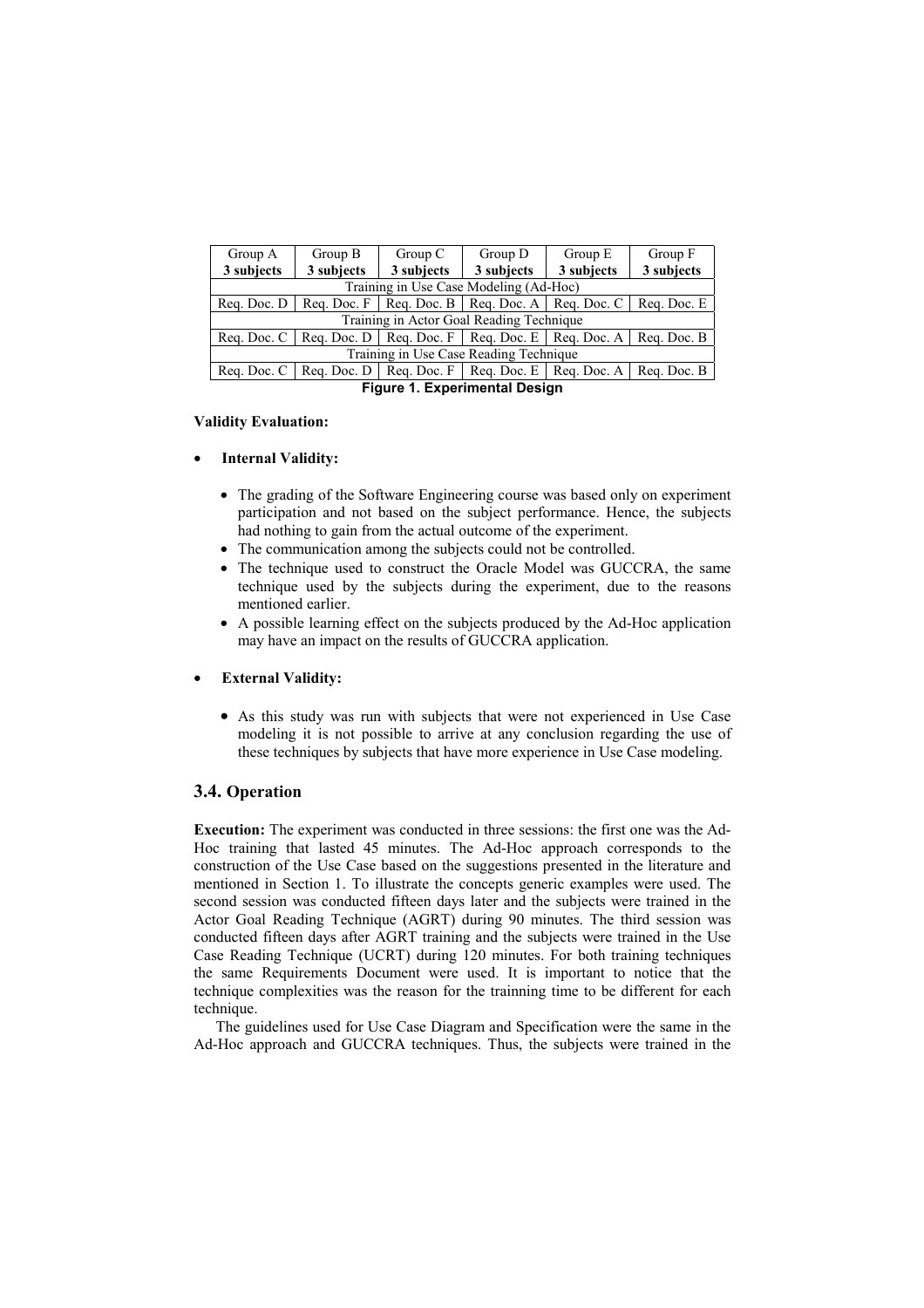| Group A<br>**3 subjects** | Group B<br>**3 subjects** | Group C<br>**3 subjects** | Group D<br>**3 subjects** | Group E<br>**3 subjects** | Group F<br>**3 subjects** |
|---|---|---|---|---|---|
| Training in Use Case Modeling (Ad-Hoc) | | | | | |
| Req. Doc. D | Req. Doc. F | Req. Doc. B | Req. Doc. A | Req. Doc. C | Req. Doc. E |
| Training in Actor Goal Reading Technique | | | | | |
| Req. Doc. C | Req. Doc. D | Req. Doc. F | Req. Doc. E | Req. Doc. A | Req. Doc. B |
| Training in Use Case Reading Technique | | | | | |
| Req. Doc. C | Req. Doc. D | Req. Doc. F | Req. Doc. E | Req. Doc. A | Req. Doc. B |

**Figure 1. Experimental Design**

**Validity Evaluation:**

- **Internal Validity:**
  - The grading of the Software Engineering course was based only on experiment participation and not based on the subject performance. Hence, the subjects had nothing to gain from the actual outcome of the experiment.
  - The communication among the subjects could not be controlled.
  - The technique used to construct the Oracle Model was GUCCRA, the same technique used by the subjects during the experiment, due to the reasons mentioned earlier.
  - A possible learning effect on the subjects produced by the Ad-Hoc application may have an impact on the results of GUCCRA application.

- **External Validity:**
  - As this study was run with subjects that were not experienced in Use Case modeling it is not possible to arrive at any conclusion regarding the use of these techniques by subjects that have more experience in Use Case modeling.

## 3.4. Operation

**Execution:** The experiment was conducted in three sessions: the first one was the Ad-Hoc training that lasted 45 minutes. The Ad-Hoc approach corresponds to the construction of the Use Case based on the suggestions presented in the literature and mentioned in Section 1. To illustrate the concepts generic examples were used. The second session was conducted fifteen days later and the subjects were trained in the Actor Goal Reading Technique (AGRT) during 90 minutes. The third session was conducted fifteen days after AGRT training and the subjects were trained in the Use Case Reading Technique (UCRT) during 120 minutes. For both training techniques the same Requirements Document were used. It is important to notice that the technique complexities was the reason for the trainning time to be different for each technique.

The guidelines used for Use Case Diagram and Specification were the same in the Ad-Hoc approach and GUCCRA techniques. Thus, the subjects were trained in the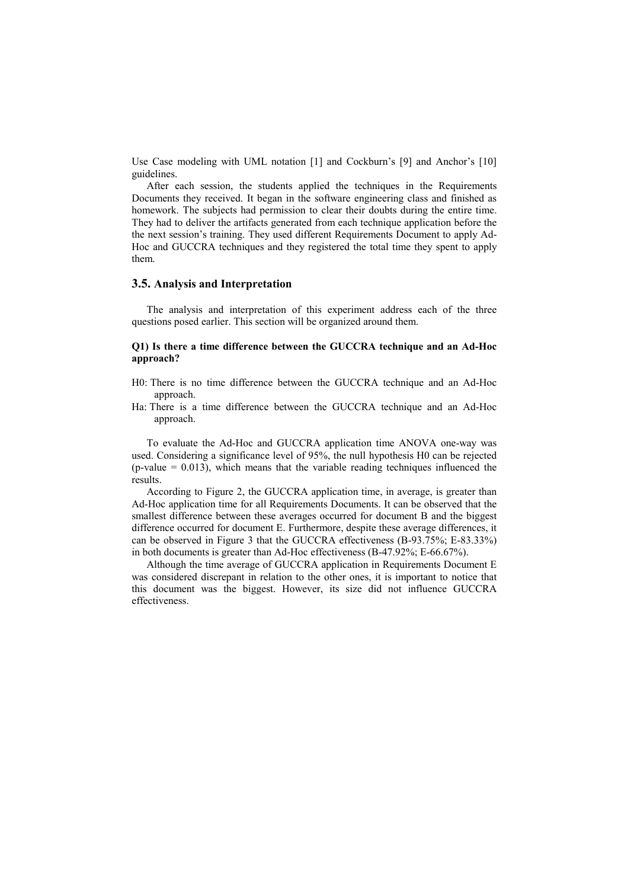Use Case modeling with UML notation [1] and Cockburn's [9] and Anchor's [10] guidelines.

After each session, the students applied the techniques in the Requirements Documents they received. It began in the software engineering class and finished as homework. The subjects had permission to clear their doubts during the entire time. They had to deliver the artifacts generated from each technique application before the the next session's training. They used different Requirements Document to apply Ad-Hoc and GUCCRA techniques and they registered the total time they spent to apply them.

### 3.5. Analysis and Interpretation

The analysis and interpretation of this experiment address each of the three questions posed earlier. This section will be organized around them.

**Q1) Is there a time difference between the GUCCRA technique and an Ad-Hoc approach?**

H0: There is no time difference between the GUCCRA technique and an Ad-Hoc approach.

Ha: There is a time difference between the GUCCRA technique and an Ad-Hoc approach.

To evaluate the Ad-Hoc and GUCCRA application time ANOVA one-way was used. Considering a significance level of 95%, the null hypothesis H0 can be rejected (p-value = 0.013), which means that the variable reading techniques influenced the results.

According to Figure 2, the GUCCRA application time, in average, is greater than Ad-Hoc application time for all Requirements Documents. It can be observed that the smallest difference between these averages occurred for document B and the biggest difference occurred for document E. Furthermore, despite these average differences, it can be observed in Figure 3 that the GUCCRA effectiveness (B-93.75%; E-83.33%) in both documents is greater than Ad-Hoc effectiveness (B-47.92%; E-66.67%).

Although the time average of GUCCRA application in Requirements Document E was considered discrepant in relation to the other ones, it is important to notice that this document was the biggest. However, its size did not influence GUCCRA effectiveness.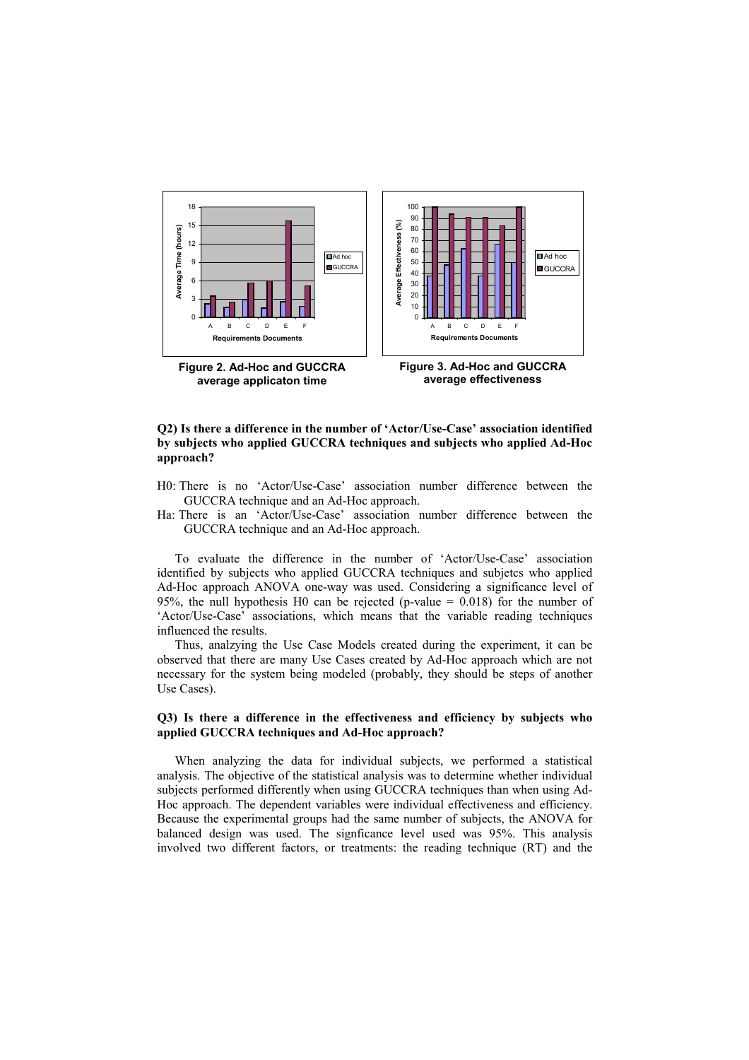Figure 2. Ad-Hoc and GUCCRA average applicaton time

Figure 3. Ad-Hoc and GUCCRA average effectiveness

**Q2) Is there a difference in the number of 'Actor/Use-Case' association identified by subjects who applied GUCCRA techniques and subjects who applied Ad-Hoc approach?**

H0: There is no 'Actor/Use-Case' association number difference between the GUCCRA technique and an Ad-Hoc approach.

Ha: There is an 'Actor/Use-Case' association number difference between the GUCCRA technique and an Ad-Hoc approach.

To evaluate the difference in the number of 'Actor/Use-Case' association identified by subjects who applied GUCCRA techniques and subjetcs who applied Ad-Hoc approach ANOVA one-way was used. Considering a significance level of 95%, the null hypothesis H0 can be rejected (p-value = 0.018) for the number of 'Actor/Use-Case' associations, which means that the variable reading techniques influenced the results.

Thus, analzying the Use Case Models created during the experiment, it can be observed that there are many Use Cases created by Ad-Hoc approach which are not necessary for the system being modeled (probably, they should be steps of another Use Cases).

**Q3) Is there a difference in the effectiveness and efficiency by subjects who applied GUCCRA techniques and Ad-Hoc approach?**

When analyzing the data for individual subjects, we performed a statistical analysis. The objective of the statistical analysis was to determine whether individual subjects performed differently when using GUCCRA techniques than when using Ad-Hoc approach. The dependent variables were individual effectiveness and efficiency. Because the experimental groups had the same number of subjects, the ANOVA for balanced design was used. The signficance level used was 95%. This analysis involved two different factors, or treatments: the reading technique (RT) and the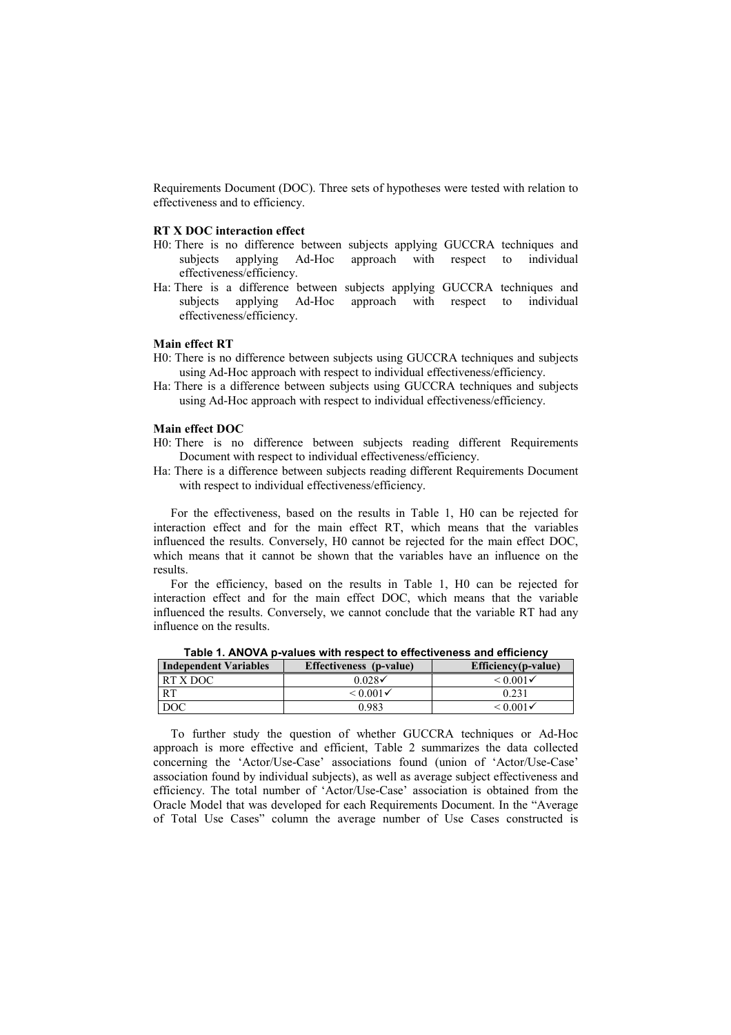Requirements Document (DOC). Three sets of hypotheses were tested with relation to effectiveness and to efficiency.

**RT X DOC interaction effect**

H0: There is no difference between subjects applying GUCCRA techniques and subjects applying Ad-Hoc approach with respect to individual effectiveness/efficiency.

Ha: There is a difference between subjects applying GUCCRA techniques and subjects applying Ad-Hoc approach with respect to individual effectiveness/efficiency.

**Main effect RT**

H0: There is no difference between subjects using GUCCRA techniques and subjects using Ad-Hoc approach with respect to individual effectiveness/efficiency.

Ha: There is a difference between subjects using GUCCRA techniques and subjects using Ad-Hoc approach with respect to individual effectiveness/efficiency.

**Main effect DOC**

H0: There is no difference between subjects reading different Requirements Document with respect to individual effectiveness/efficiency.

Ha: There is a difference between subjects reading different Requirements Document with respect to individual effectiveness/efficiency.

For the effectiveness, based on the results in Table 1, H0 can be rejected for interaction effect and for the main effect RT, which means that the variables influenced the results. Conversely, H0 cannot be rejected for the main effect DOC, which means that it cannot be shown that the variables have an influence on the results.

For the efficiency, based on the results in Table 1, H0 can be rejected for interaction effect and for the main effect DOC, which means that the variable influenced the results. Conversely, we cannot conclude that the variable RT had any influence on the results.

**Table 1. ANOVA p-values with respect to effectiveness and efficiency**

| Independent Variables | Effectiveness (p-value) | Efficiency(p-value) |
|---|---|---|
| RT X DOC | 0.028✓ | < 0.001✓ |
| RT | < 0.001✓ | 0.231 |
| DOC | 0.983 | < 0.001✓ |

To further study the question of whether GUCCRA techniques or Ad-Hoc approach is more effective and efficient, Table 2 summarizes the data collected concerning the ‘Actor/Use-Case’ associations found (union of ‘Actor/Use-Case’ association found by individual subjects), as well as average subject effectiveness and efficiency. The total number of ‘Actor/Use-Case’ association is obtained from the Oracle Model that was developed for each Requirements Document. In the “Average of Total Use Cases” column the average number of Use Cases constructed is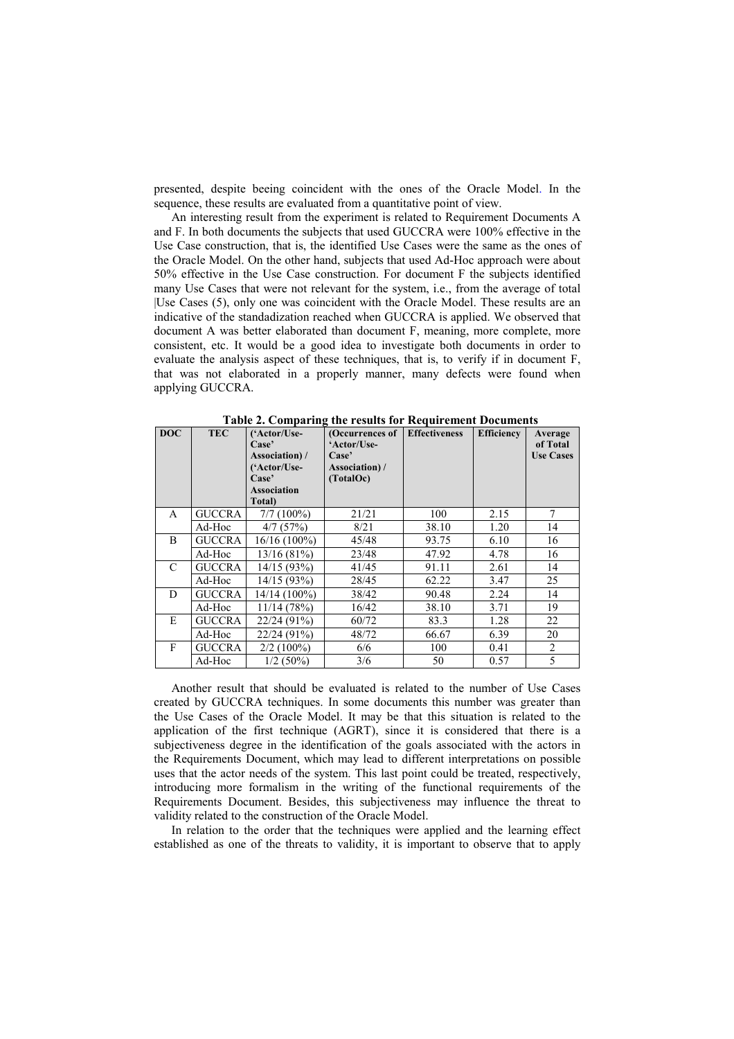presented, despite beeing coincident with the ones of the Oracle Model. In the sequence, these results are evaluated from a quantitative point of view.

An interesting result from the experiment is related to Requirement Documents A and F. In both documents the subjects that used GUCCRA were 100% effective in the Use Case construction, that is, the identified Use Cases were the same as the ones of the Oracle Model. On the other hand, subjects that used Ad-Hoc approach were about 50% effective in the Use Case construction. For document F the subjects identified many Use Cases that were not relevant for the system, i.e., from the average of total |Use Cases (5), only one was coincident with the Oracle Model. These results are an indicative of the standadization reached when GUCCRA is applied. We observed that document A was better elaborated than document F, meaning, more complete, more consistent, etc. It would be a good idea to investigate both documents in order to evaluate the analysis aspect of these techniques, that is, to verify if in document F, that was not elaborated in a properly manner, many defects were found when applying GUCCRA.

**Table 2. Comparing the results for Requirement Documents**

| DOC | TEC | ('Actor/Use-Case' Association) / ('Actor/Use-Case' Association Total) | (Occurrences of 'Actor/Use-Case' Association) / (TotalOc) | Effectiveness | Efficiency | Average of Total Use Cases |
|---|---|---|---|---|---|---|
| A | GUCCRA | 7/7 (100%) | 21/21 | 100 | 2.15 | 7 |
| | Ad-Hoc | 4/7 (57%) | 8/21 | 38.10 | 1.20 | 14 |
| B | GUCCRA | 16/16 (100%) | 45/48 | 93.75 | 6.10 | 16 |
| | Ad-Hoc | 13/16 (81%) | 23/48 | 47.92 | 4.78 | 16 |
| C | GUCCRA | 14/15 (93%) | 41/45 | 91.11 | 2.61 | 14 |
| | Ad-Hoc | 14/15 (93%) | 28/45 | 62.22 | 3.47 | 25 |
| D | GUCCRA | 14/14 (100%) | 38/42 | 90.48 | 2.24 | 14 |
| | Ad-Hoc | 11/14 (78%) | 16/42 | 38.10 | 3.71 | 19 |
| E | GUCCRA | 22/24 (91%) | 60/72 | 83.3 | 1.28 | 22 |
| | Ad-Hoc | 22/24 (91%) | 48/72 | 66.67 | 6.39 | 20 |
| F | GUCCRA | 2/2 (100%) | 6/6 | 100 | 0.41 | 2 |
| | Ad-Hoc | 1/2 (50%) | 3/6 | 50 | 0.57 | 5 |

Another result that should be evaluated is related to the number of Use Cases created by GUCCRA techniques. In some documents this number was greater than the Use Cases of the Oracle Model. It may be that this situation is related to the application of the first technique (AGRT), since it is considered that there is a subjectiveness degree in the identification of the goals associated with the actors in the Requirements Document, which may lead to different interpretations on possible uses that the actor needs of the system. This last point could be treated, respectively, introducing more formalism in the writing of the functional requirements of the Requirements Document. Besides, this subjectiveness may influence the threat to validity related to the construction of the Oracle Model.

In relation to the order that the techniques were applied and the learning effect established as one of the threats to validity, it is important to observe that to apply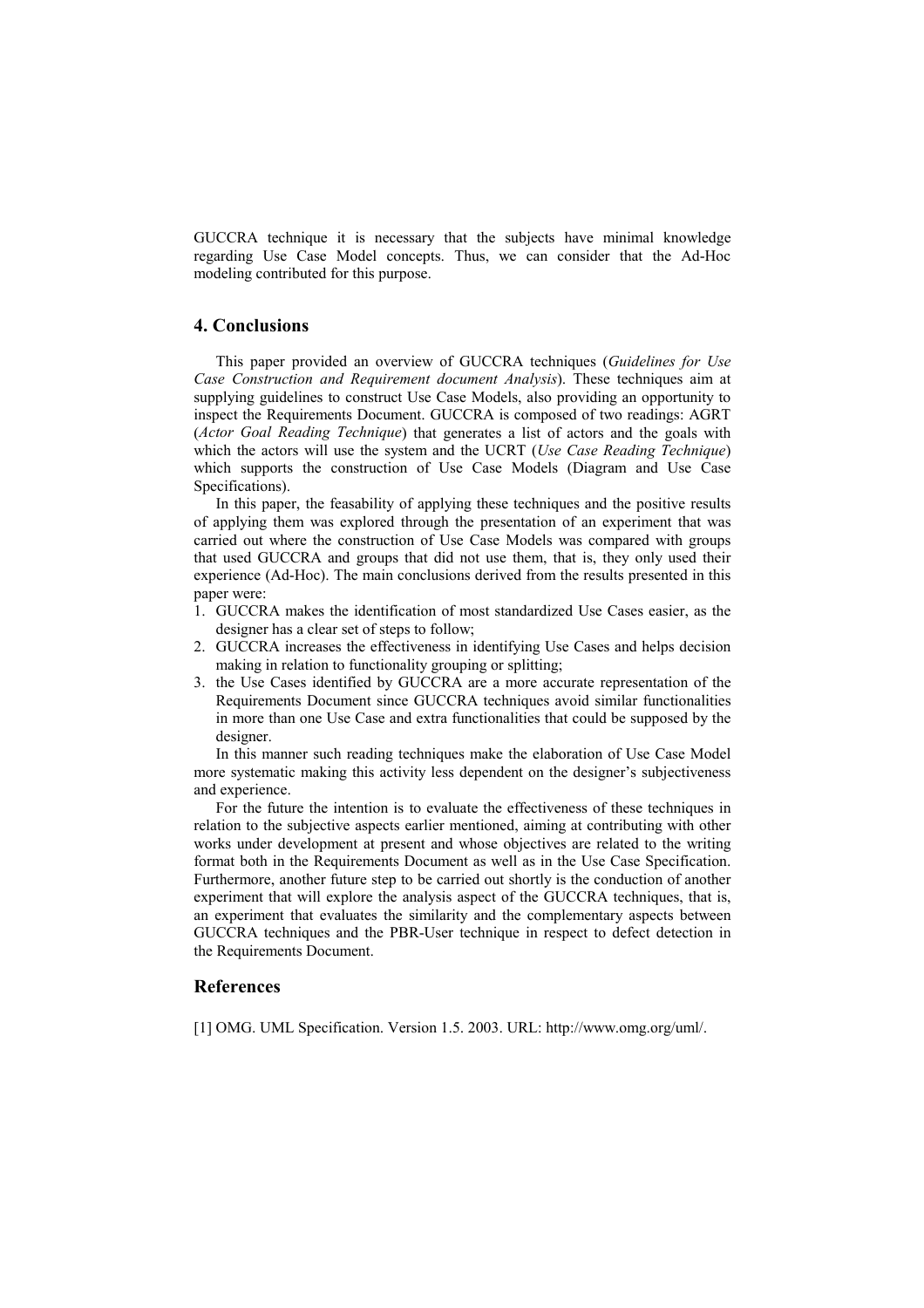GUCCRA technique it is necessary that the subjects have minimal knowledge regarding Use Case Model concepts. Thus, we can consider that the Ad-Hoc modeling contributed for this purpose.

## 4. Conclusions

This paper provided an overview of GUCCRA techniques (*Guidelines for Use Case Construction and Requirement document Analysis*). These techniques aim at supplying guidelines to construct Use Case Models, also providing an opportunity to inspect the Requirements Document. GUCCRA is composed of two readings: AGRT (*Actor Goal Reading Technique*) that generates a list of actors and the goals with which the actors will use the system and the UCRT (*Use Case Reading Technique*) which supports the construction of Use Case Models (Diagram and Use Case Specifications).

In this paper, the feasability of applying these techniques and the positive results of applying them was explored through the presentation of an experiment that was carried out where the construction of Use Case Models was compared with groups that used GUCCRA and groups that did not use them, that is, they only used their experience (Ad-Hoc). The main conclusions derived from the results presented in this paper were:

1. GUCCRA makes the identification of most standardized Use Cases easier, as the designer has a clear set of steps to follow;
2. GUCCRA increases the effectiveness in identifying Use Cases and helps decision making in relation to functionality grouping or splitting;
3. the Use Cases identified by GUCCRA are a more accurate representation of the Requirements Document since GUCCRA techniques avoid similar functionalities in more than one Use Case and extra functionalities that could be supposed by the designer.

In this manner such reading techniques make the elaboration of Use Case Model more systematic making this activity less dependent on the designer's subjectiveness and experience.

For the future the intention is to evaluate the effectiveness of these techniques in relation to the subjective aspects earlier mentioned, aiming at contributing with other works under development at present and whose objectives are related to the writing format both in the Requirements Document as well as in the Use Case Specification. Furthermore, another future step to be carried out shortly is the conduction of another experiment that will explore the analysis aspect of the GUCCRA techniques, that is, an experiment that evaluates the similarity and the complementary aspects between GUCCRA techniques and the PBR-User technique in respect to defect detection in the Requirements Document.

## References

[1] OMG. UML Specification. Version 1.5. 2003. URL: http://www.omg.org/uml/.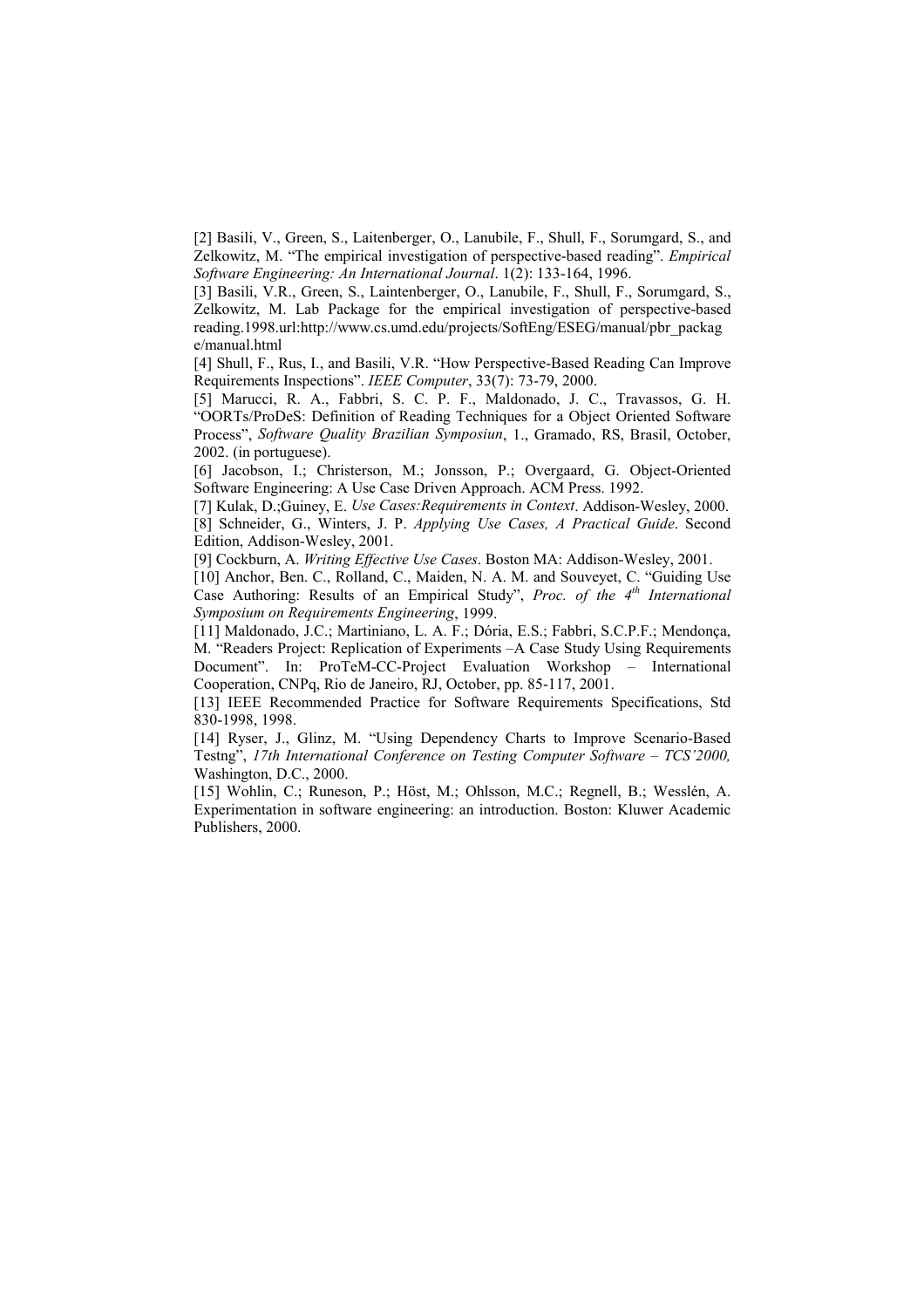[2] Basili, V., Green, S., Laitenberger, O., Lanubile, F., Shull, F., Sorumgard, S., and Zelkowitz, M. "The empirical investigation of perspective-based reading". *Empirical Software Engineering: An International Journal*. 1(2): 133-164, 1996.

[3] Basili, V.R., Green, S., Laintenberger, O., Lanubile, F., Shull, F., Sorumgard, S., Zelkowitz, M. Lab Package for the empirical investigation of perspective-based reading.1998.url:http://www.cs.umd.edu/projects/SoftEng/ESEG/manual/pbr_package/manual.html

[4] Shull, F., Rus, I., and Basili, V.R. "How Perspective-Based Reading Can Improve Requirements Inspections". *IEEE Computer*, 33(7): 73-79, 2000.

[5] Marucci, R. A., Fabbri, S. C. P. F., Maldonado, J. C., Travassos, G. H. "OORTs/ProDeS: Definition of Reading Techniques for a Object Oriented Software Process", *Software Quality Brazilian Symposiun*, 1., Gramado, RS, Brasil, October, 2002. (in portuguese).

[6] Jacobson, I.; Christerson, M.; Jonsson, P.; Overgaard, G. Object-Oriented Software Engineering: A Use Case Driven Approach. ACM Press. 1992.

[7] Kulak, D.;Guiney, E. *Use Cases:Requirements in Context*. Addison-Wesley, 2000.

[8] Schneider, G., Winters, J. P. *Applying Use Cases, A Practical Guide*. Second Edition, Addison-Wesley, 2001.

[9] Cockburn, A. *Writing Effective Use Cases*. Boston MA: Addison-Wesley, 2001.

[10] Anchor, Ben. C., Rolland, C., Maiden, N. A. M. and Souveyet, C. "Guiding Use Case Authoring: Results of an Empirical Study", *Proc. of the 4th International Symposium on Requirements Engineering*, 1999.

[11] Maldonado, J.C.; Martiniano, L. A. F.; Dória, E.S.; Fabbri, S.C.P.F.; Mendonça, M. "Readers Project: Replication of Experiments –A Case Study Using Requirements Document". In: ProTeM-CC-Project Evaluation Workshop – International Cooperation, CNPq, Rio de Janeiro, RJ, October, pp. 85-117, 2001.

[13] IEEE Recommended Practice for Software Requirements Specifications, Std 830-1998, 1998.

[14] Ryser, J., Glinz, M. "Using Dependency Charts to Improve Scenario-Based Testng", *17th International Conference on Testing Computer Software – TCS'2000,* Washington, D.C., 2000.

[15] Wohlin, C.; Runeson, P.; Höst, M.; Ohlsson, M.C.; Regnell, B.; Wesslén, A. Experimentation in software engineering: an introduction. Boston: Kluwer Academic Publishers, 2000.